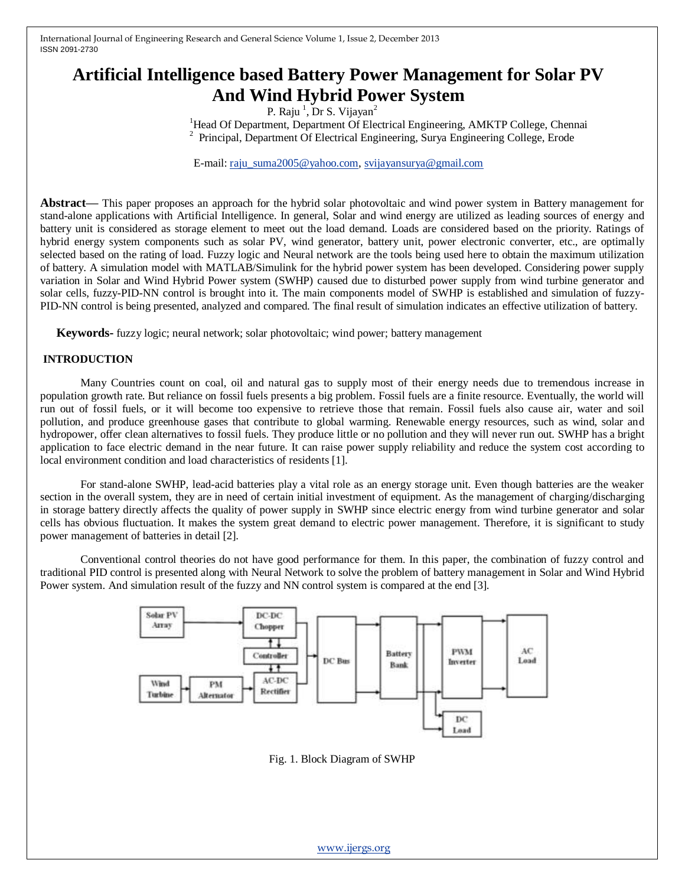# Artificial Intelligence based Battery Power Management for Solar PV And Wind Hybrid Power System

P. Raju [1], Dr S. Vijayan[2]

[1]Head Of Department, Department Of Electrical Engineering, AMKTP College, Chennai

[2] Principal, Department Of Electrical Engineering, Surya Engineering College, Erode

E-mail: raju_suma2005@yahoo.com, svijayansurya@gmail.com

**Abstract—** This paper proposes an approach for the hybrid solar photovoltaic and wind power system in Battery management for stand-alone applications with Artificial Intelligence. In general, Solar and wind energy are utilized as leading sources of energy and battery unit is considered as storage element to meet out the load demand. Loads are considered based on the priority. Ratings of hybrid energy system components such as solar PV, wind generator, battery unit, power electronic converter, etc., are optimally selected based on the rating of load. Fuzzy logic and Neural network are the tools being used here to obtain the maximum utilization of battery. A simulation model with MATLAB/Simulink for the hybrid power system has been developed. Considering power supply variation in Solar and Wind Hybrid Power system (SWHP) caused due to disturbed power supply from wind turbine generator and solar cells, fuzzy-PID-NN control is brought into it. The main components model of SWHP is established and simulation of fuzzy-PID-NN control is being presented, analyzed and compared. The final result of simulation indicates an effective utilization of battery.

**Keywords-** fuzzy logic; neural network; solar photovoltaic; wind power; battery management

## INTRODUCTION

Many Countries count on coal, oil and natural gas to supply most of their energy needs due to tremendous increase in population growth rate. But reliance on fossil fuels presents a big problem. Fossil fuels are a finite resource. Eventually, the world will run out of fossil fuels, or it will become too expensive to retrieve those that remain. Fossil fuels also cause air, water and soil pollution, and produce greenhouse gases that contribute to global warming. Renewable energy resources, such as wind, solar and hydropower, offer clean alternatives to fossil fuels. They produce little or no pollution and they will never run out. SWHP has a bright application to face electric demand in the near future. It can raise power supply reliability and reduce the system cost according to local environment condition and load characteristics of residents [1].

For stand-alone SWHP, lead-acid batteries play a vital role as an energy storage unit. Even though batteries are the weaker section in the overall system, they are in need of certain initial investment of equipment. As the management of charging/discharging in storage battery directly affects the quality of power supply in SWHP since electric energy from wind turbine generator and solar cells has obvious fluctuation. It makes the system great demand to electric power management. Therefore, it is significant to study power management of batteries in detail [2].

Conventional control theories do not have good performance for them. In this paper, the combination of fuzzy control and traditional PID control is presented along with Neural Network to solve the problem of battery management in Solar and Wind Hybrid Power system. And simulation result of the fuzzy and NN control system is compared at the end [3].

Solar PV Array | DC-DC Chopper | Controller | Wind Turbine | PM Alternator | AC-DC Rectifier | DC Bus | Battery Bank | PWM Inverter | AC Load | DC Load

Fig. 1. Block Diagram of SWHP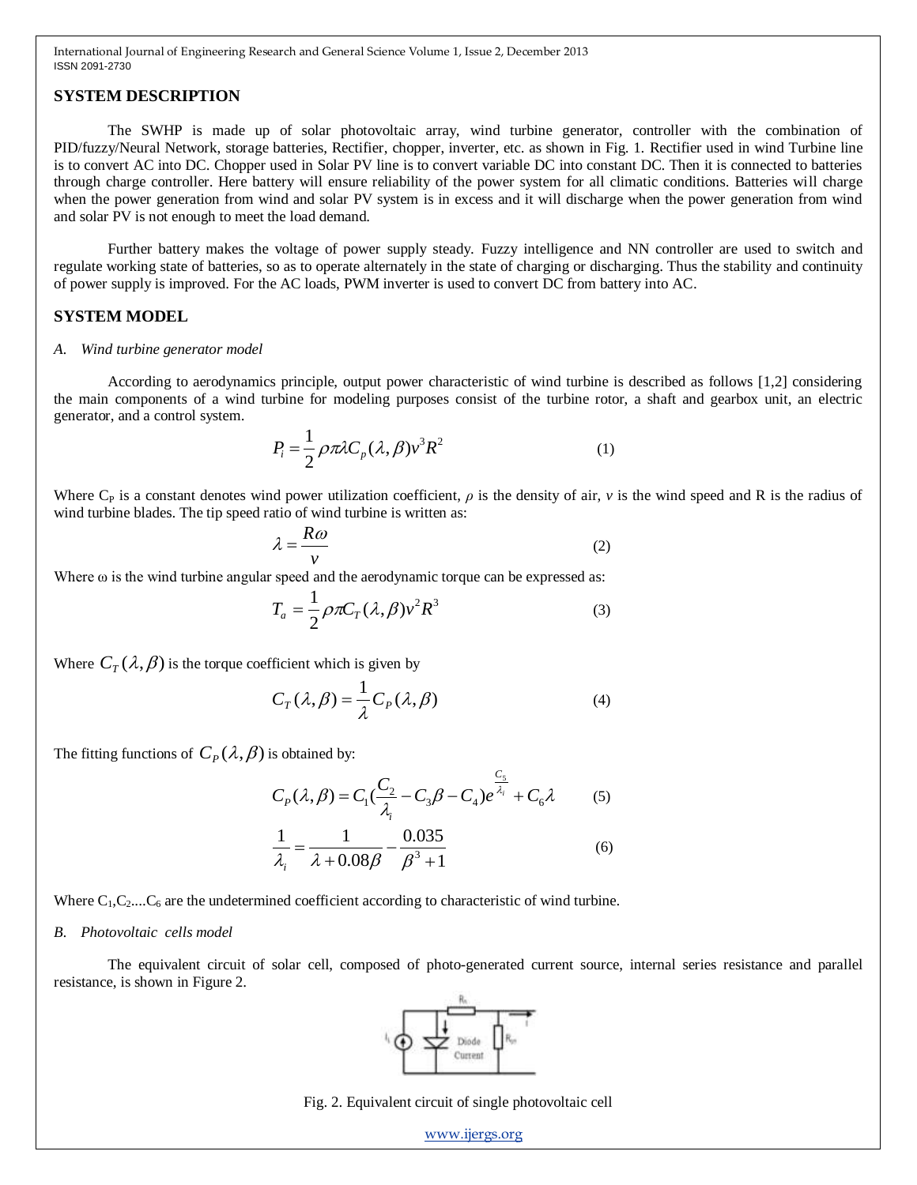## SYSTEM DESCRIPTION

The SWHP is made up of solar photovoltaic array, wind turbine generator, controller with the combination of PID/fuzzy/Neural Network, storage batteries, Rectifier, chopper, inverter, etc. as shown in Fig. 1. Rectifier used in wind Turbine line is to convert AC into DC. Chopper used in Solar PV line is to convert variable DC into constant DC. Then it is connected to batteries through charge controller. Here battery will ensure reliability of the power system for all climatic conditions. Batteries will charge when the power generation from wind and solar PV system is in excess and it will discharge when the power generation from wind and solar PV is not enough to meet the load demand.

Further battery makes the voltage of power supply steady. Fuzzy intelligence and NN controller are used to switch and regulate working state of batteries, so as to operate alternately in the state of charging or discharging. Thus the stability and continuity of power supply is improved. For the AC loads, PWM inverter is used to convert DC from battery into AC.

## SYSTEM MODEL

### *A. Wind turbine generator model*

According to aerodynamics principle, output power characteristic of wind turbine is described as follows [1,2] considering the main components of a wind turbine for modeling purposes consist of the turbine rotor, a shaft and gearbox unit, an electric generator, and a control system.

$$P_i = \frac{1}{2}\rho\pi\lambda C_p(\lambda,\beta)v^3R^2 \tag{1}$$

Where $C_P$ is a constant denotes wind power utilization coefficient, $\rho$ is the density of air, $v$ is the wind speed and R is the radius of wind turbine blades. The tip speed ratio of wind turbine is written as:

$$\lambda = \frac{R\omega}{v} \tag{2}$$

Where $\omega$ is the wind turbine angular speed and the aerodynamic torque can be expressed as:

$$T_a = \frac{1}{2}\rho\pi C_T(\lambda,\beta)v^2R^3 \tag{3}$$

Where $C_T(\lambda,\beta)$ is the torque coefficient which is given by

$$C_T(\lambda,\beta) = \frac{1}{\lambda}C_P(\lambda,\beta) \tag{4}$$

The fitting functions of $C_P(\lambda,\beta)$ is obtained by:

$$C_P(\lambda,\beta) = C_1(\frac{C_2}{\lambda_i} - C_3\beta - C_4)e^{\frac{C_5}{\lambda_i}} + C_6\lambda \tag{5}$$

$$\frac{1}{\lambda_i} = \frac{1}{\lambda + 0.08\beta} - \frac{0.035}{\beta^3+1} \tag{6}$$

Where $C_1, C_2....C_6$ are the undetermined coefficient according to characteristic of wind turbine.

### *B. Photovoltaic cells model*

The equivalent circuit of solar cell, composed of photo-generated current source, internal series resistance and parallel resistance, is shown in Figure 2.

Fig. 2. Equivalent circuit of single photovoltaic cell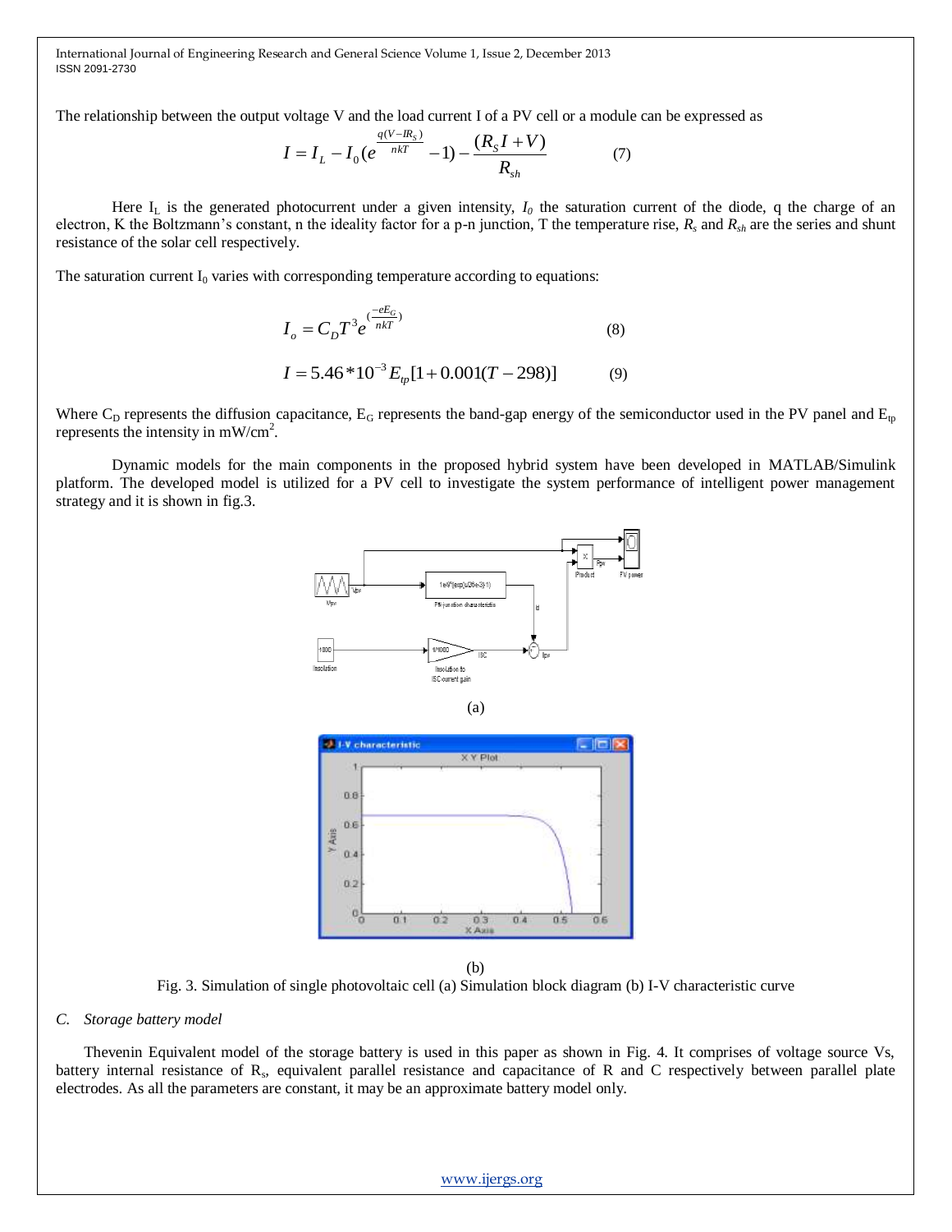The relationship between the output voltage V and the load current I of a PV cell or a module can be expressed as

$$I = I_L - I_0(e^{\frac{q(V-IR_S)}{nkT}} - 1) - \frac{(R_S I + V)}{R_{sh}} \qquad (7)$$

Here $I_L$ is the generated photocurrent under a given intensity, $I_0$ the saturation current of the diode, q the charge of an electron, K the Boltzmann's constant, n the ideality factor for a p-n junction, T the temperature rise, $R_s$ and $R_{sh}$ are the series and shunt resistance of the solar cell respectively.

The saturation current $I_0$ varies with corresponding temperature according to equations:

$$I_o = C_D T^3 e^{(\frac{-eE_G}{nkT})} \qquad (8)$$

$$I = 5.46 * 10^{-3} E_{tp}[1 + 0.001(T - 298)] \qquad (9)$$

Where $C_D$ represents the diffusion capacitance, $E_G$ represents the band-gap energy of the semiconductor used in the PV panel and $E_{tp}$ represents the intensity in mW/cm$^2$.

Dynamic models for the main components in the proposed hybrid system have been developed in MATLAB/Simulink platform. The developed model is utilized for a PV cell to investigate the system performance of intelligent power management strategy and it is shown in fig.3.

(a)

(b)

Fig. 3. Simulation of single photovoltaic cell (a) Simulation block diagram (b) I-V characteristic curve

*C. Storage battery model*

Thevenin Equivalent model of the storage battery is used in this paper as shown in Fig. 4. It comprises of voltage source Vs, battery internal resistance of $R_s$, equivalent parallel resistance and capacitance of R and C respectively between parallel plate electrodes. As all the parameters are constant, it may be an approximate battery model only.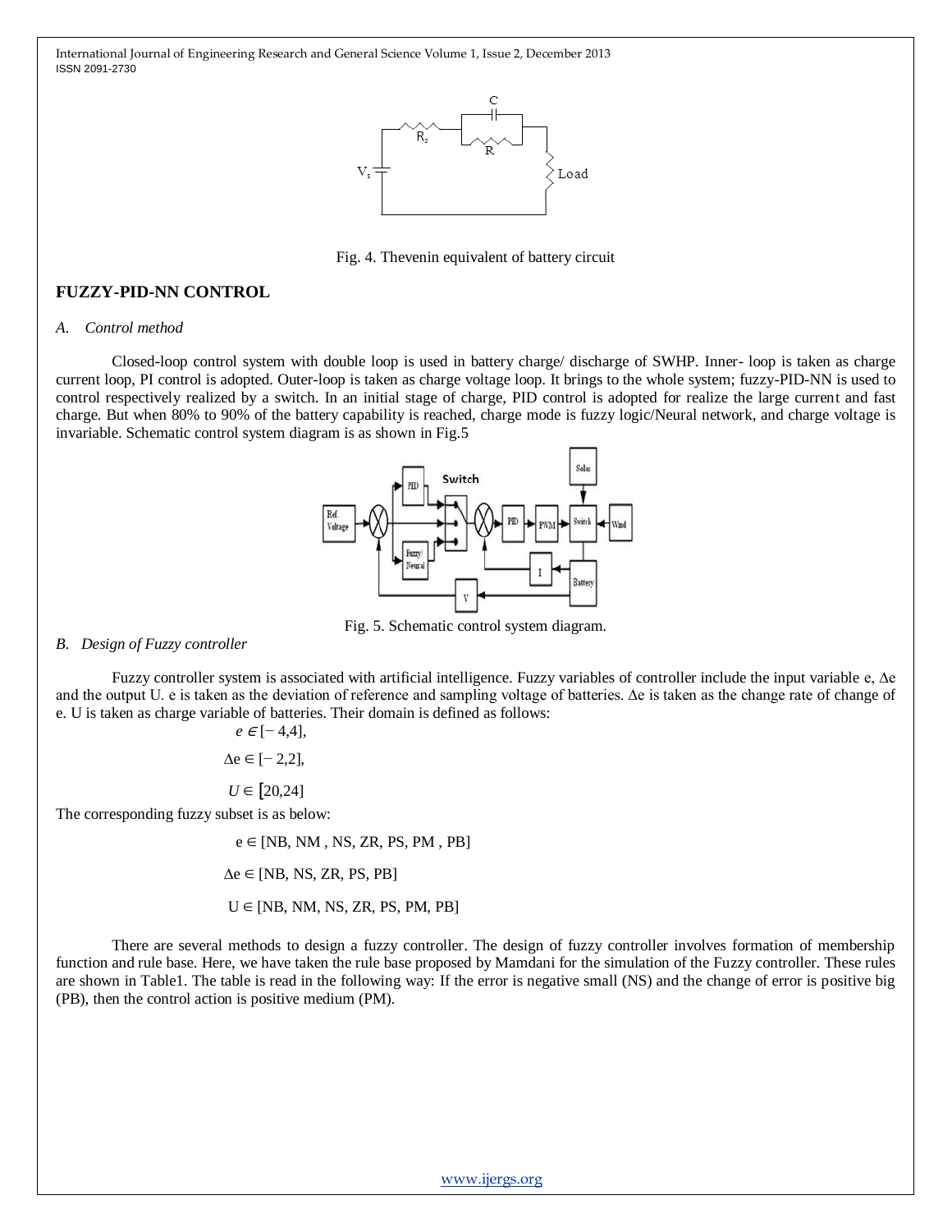Fig. 4. Thevenin equivalent of battery circuit

## FUZZY-PID-NN CONTROL

### *A. Control method*

Closed-loop control system with double loop is used in battery charge/ discharge of SWHP. Inner- loop is taken as charge current loop, PI control is adopted. Outer-loop is taken as charge voltage loop. It brings to the whole system; fuzzy-PID-NN is used to control respectively realized by a switch. In an initial stage of charge, PID control is adopted for realize the large current and fast charge. But when 80% to 90% of the battery capability is reached, charge mode is fuzzy logic/Neural network, and charge voltage is invariable. Schematic control system diagram is as shown in Fig.5

Fig. 5. Schematic control system diagram.

### *B. Design of Fuzzy controller*

Fuzzy controller system is associated with artificial intelligence. Fuzzy variables of controller include the input variable e, Δe and the output U. e is taken as the deviation of reference and sampling voltage of batteries. Δe is taken as the change rate of change of e. U is taken as charge variable of batteries. Their domain is defined as follows:

$$e \in [-4,4],$$

$$\Delta e \in [-2,2],$$

$$U \in [20,24]$$

The corresponding fuzzy subset is as below:

$$e \in [NB, NM, NS, ZR, PS, PM, PB]$$

$$\Delta e \in [NB, NS, ZR, PS, PB]$$

$$U \in [NB, NM, NS, ZR, PS, PM, PB]$$

There are several methods to design a fuzzy controller. The design of fuzzy controller involves formation of membership function and rule base. Here, we have taken the rule base proposed by Mamdani for the simulation of the Fuzzy controller. These rules are shown in Table1. The table is read in the following way: If the error is negative small (NS) and the change of error is positive big (PB), then the control action is positive medium (PM).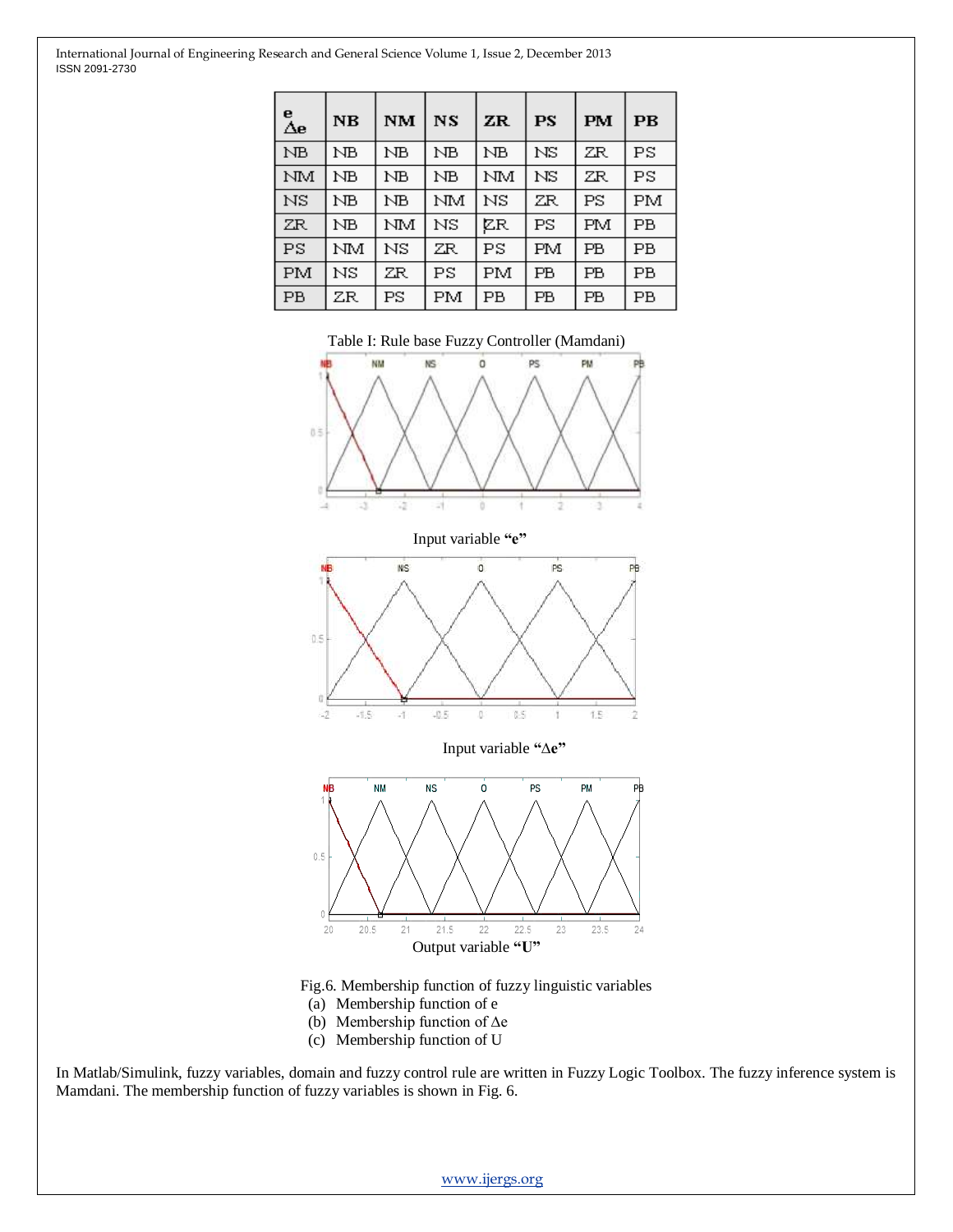| e / Δe | NB | NM | NS | ZR | PS | PM | PB |
|---|---|---|---|---|---|---|---|
| NB | NB | NB | NB | NB | NS | ZR | PS |
| NM | NB | NB | NB | NM | NS | ZR | PS |
| NS | NB | NB | NM | NS | ZR | PS | PM |
| ZR | NB | NM | NS | ZR | PS | PM | PB |
| PS | NM | NS | ZR | PS | PM | PB | PB |
| PM | NS | ZR | PS | PM | PB | PB | PB |
| PB | ZR | PS | PM | PB | PB | PB | PB |

Table I: Rule base Fuzzy Controller (Mamdani)

Input variable **"e"**

Input variable **"Δe"**

Output variable **"U"**

Fig.6. Membership function of fuzzy linguistic variables

(a) Membership function of e
(b) Membership function of Δe
(c) Membership function of U

In Matlab/Simulink, fuzzy variables, domain and fuzzy control rule are written in Fuzzy Logic Toolbox. The fuzzy inference system is Mamdani. The membership function of fuzzy variables is shown in Fig. 6.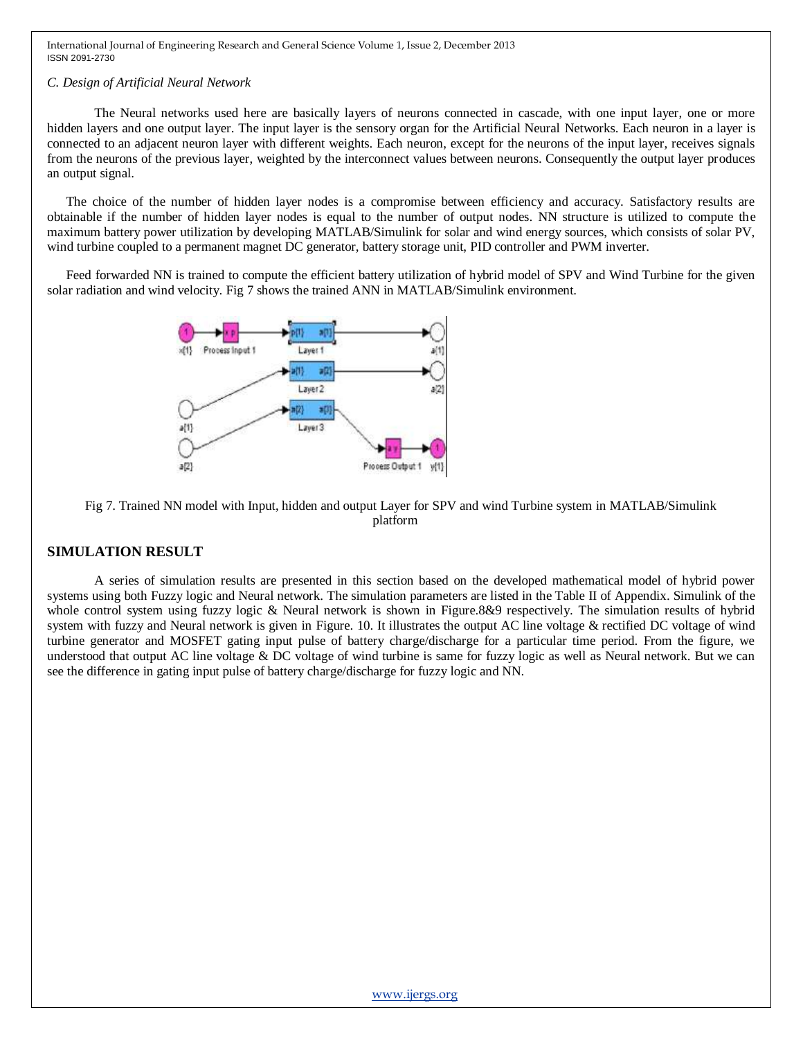*C. Design of Artificial Neural Network*

The Neural networks used here are basically layers of neurons connected in cascade, with one input layer, one or more hidden layers and one output layer. The input layer is the sensory organ for the Artificial Neural Networks. Each neuron in a layer is connected to an adjacent neuron layer with different weights. Each neuron, except for the neurons of the input layer, receives signals from the neurons of the previous layer, weighted by the interconnect values between neurons. Consequently the output layer produces an output signal.

The choice of the number of hidden layer nodes is a compromise between efficiency and accuracy. Satisfactory results are obtainable if the number of hidden layer nodes is equal to the number of output nodes. NN structure is utilized to compute the maximum battery power utilization by developing MATLAB/Simulink for solar and wind energy sources, which consists of solar PV, wind turbine coupled to a permanent magnet DC generator, battery storage unit, PID controller and PWM inverter.

Feed forwarded NN is trained to compute the efficient battery utilization of hybrid model of SPV and Wind Turbine for the given solar radiation and wind velocity. Fig 7 shows the trained ANN in MATLAB/Simulink environment.

Fig 7. Trained NN model with Input, hidden and output Layer for SPV and wind Turbine system in MATLAB/Simulink platform

## SIMULATION RESULT

A series of simulation results are presented in this section based on the developed mathematical model of hybrid power systems using both Fuzzy logic and Neural network. The simulation parameters are listed in the Table II of Appendix. Simulink of the whole control system using fuzzy logic & Neural network is shown in Figure.8&9 respectively. The simulation results of hybrid system with fuzzy and Neural network is given in Figure. 10. It illustrates the output AC line voltage & rectified DC voltage of wind turbine generator and MOSFET gating input pulse of battery charge/discharge for a particular time period. From the figure, we understood that output AC line voltage & DC voltage of wind turbine is same for fuzzy logic as well as Neural network. But we can see the difference in gating input pulse of battery charge/discharge for fuzzy logic and NN.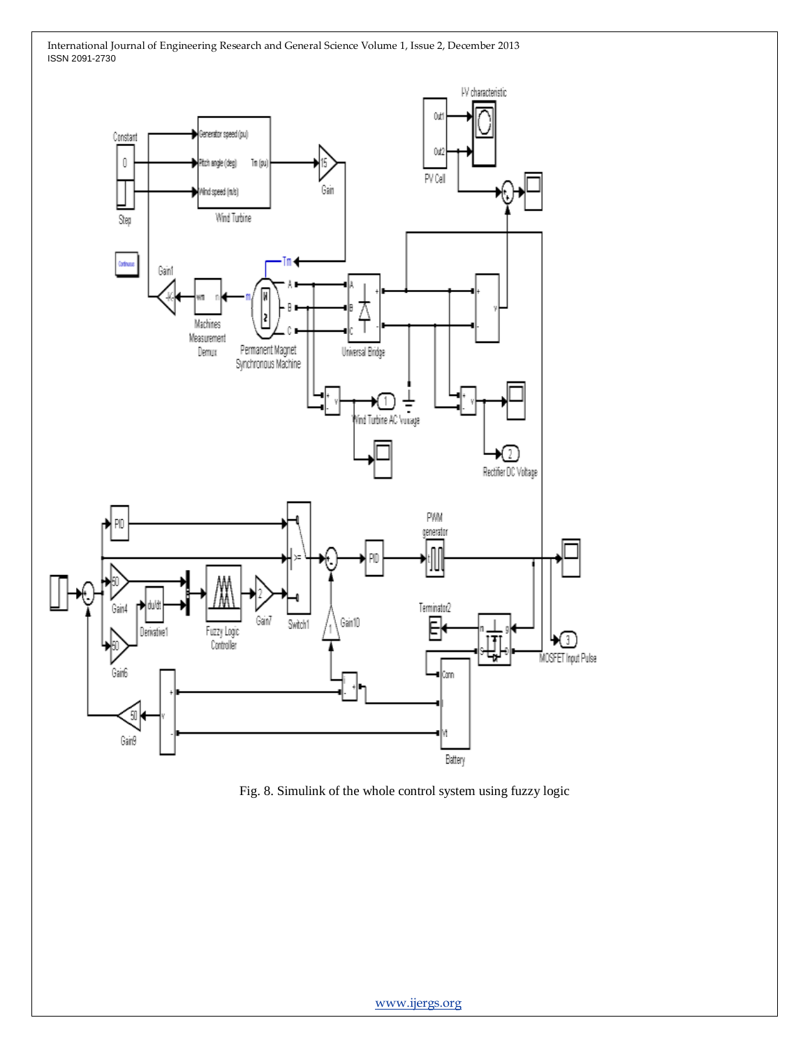Fig. 8. Simulink of the whole control system using fuzzy logic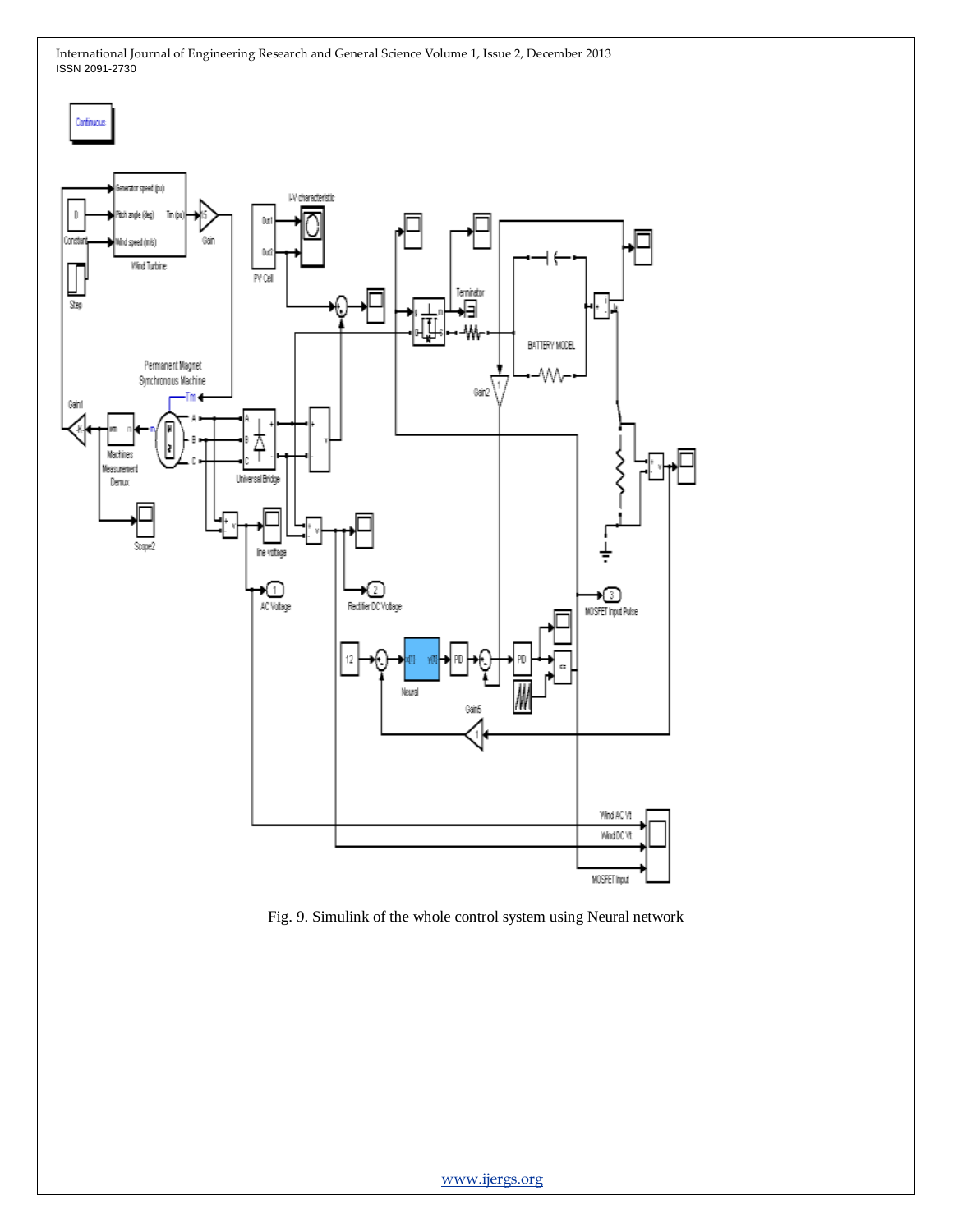Fig. 9. Simulink of the whole control system using Neural network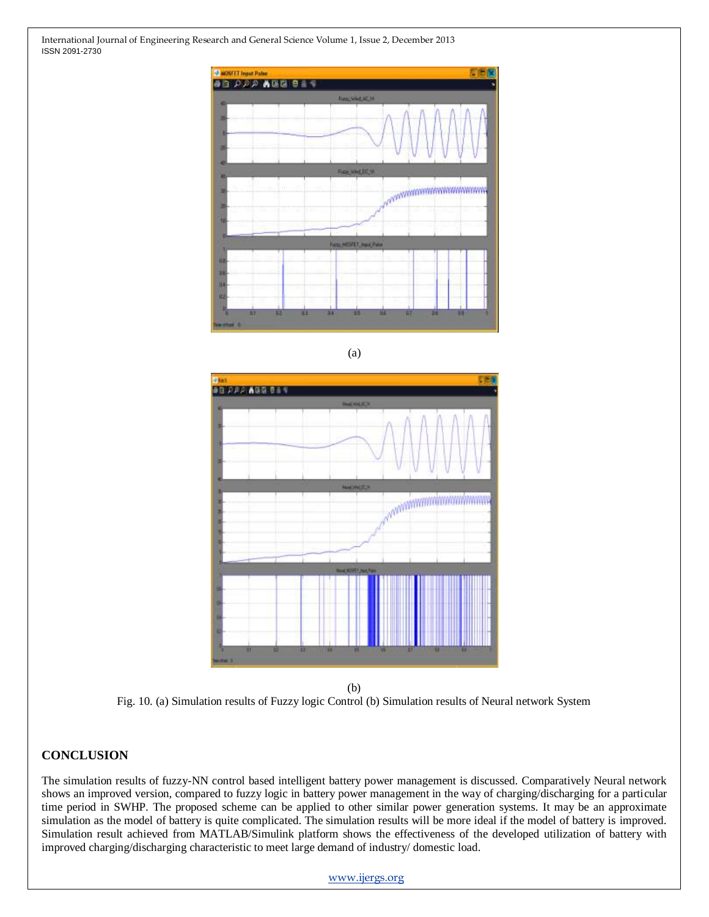(a)

(b)

Fig. 10. (a) Simulation results of Fuzzy logic Control (b) Simulation results of Neural network System

## CONCLUSION

The simulation results of fuzzy-NN control based intelligent battery power management is discussed. Comparatively Neural network shows an improved version, compared to fuzzy logic in battery power management in the way of charging/discharging for a particular time period in SWHP. The proposed scheme can be applied to other similar power generation systems. It may be an approximate simulation as the model of battery is quite complicated. The simulation results will be more ideal if the model of battery is improved. Simulation result achieved from MATLAB/Simulink platform shows the effectiveness of the developed utilization of battery with improved charging/discharging characteristic to meet large demand of industry/ domestic load.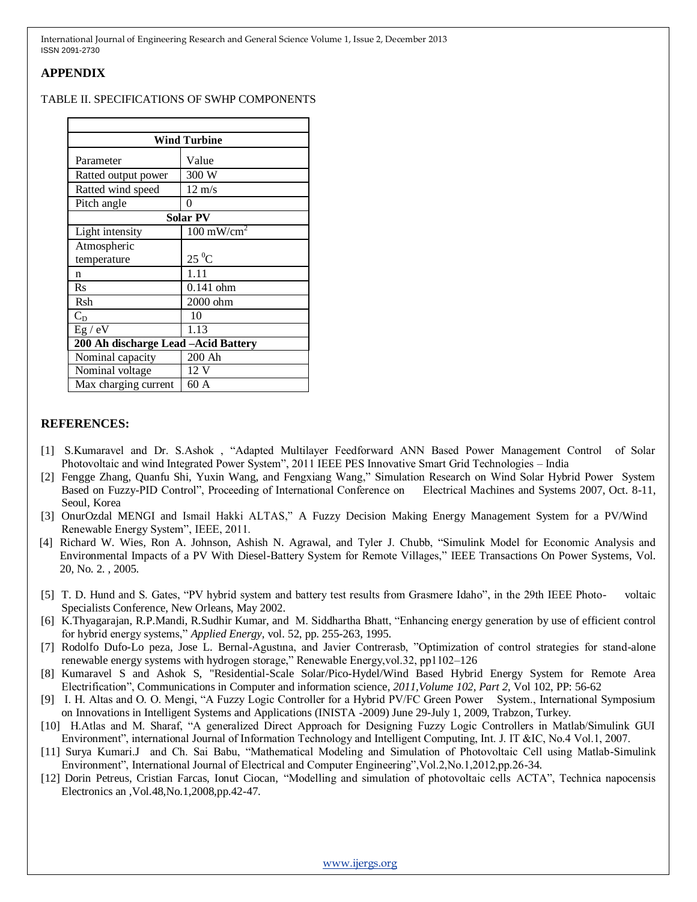## APPENDIX

TABLE II. SPECIFICATIONS OF SWHP COMPONENTS

| | |
|---|---|
| **Wind Turbine** | |
| Parameter | Value |
| Ratted output power | 300 W |
| Ratted wind speed | 12 m/s |
| Pitch angle | 0 |
| **Solar PV** | |
| Light intensity | 100 mW/cm$^2$ |
| Atmospheric temperature | 25 $^0$C |
| n | 1.11 |
| Rs | 0.141 ohm |
| Rsh | 2000 ohm |
| $C_D$ | 10 |
| Eg / eV | 1.13 |
| **200 Ah discharge Lead –Acid Battery** | |
| Nominal capacity | 200 Ah |
| Nominal voltage | 12 V |
| Max charging current | 60 A |

## REFERENCES:

[1] S.Kumaravel and Dr. S.Ashok , "Adapted Multilayer Feedforward ANN Based Power Management Control of Solar Photovoltaic and wind Integrated Power System", 2011 IEEE PES Innovative Smart Grid Technologies – India

[2] Fengge Zhang, Quanfu Shi, Yuxin Wang, and Fengxiang Wang," Simulation Research on Wind Solar Hybrid Power System Based on Fuzzy-PID Control", Proceeding of International Conference on Electrical Machines and Systems 2007, Oct. 8-11, Seoul, Korea

[3] OnurOzdal MENGI and Ismail Hakki ALTAS," A Fuzzy Decision Making Energy Management System for a PV/Wind Renewable Energy System", IEEE, 2011.

[4] Richard W. Wies, Ron A. Johnson, Ashish N. Agrawal, and Tyler J. Chubb, "Simulink Model for Economic Analysis and Environmental Impacts of a PV With Diesel-Battery System for Remote Villages," IEEE Transactions On Power Systems, Vol. 20, No. 2. , 2005.

[5] T. D. Hund and S. Gates, "PV hybrid system and battery test results from Grasmere Idaho", in the 29th IEEE Photo- voltaic Specialists Conference, New Orleans, May 2002.

[6] K.Thyagarajan, R.P.Mandi, R.Sudhir Kumar, and M. Siddhartha Bhatt, "Enhancing energy generation by use of efficient control for hybrid energy systems," *Applied Energy,* vol. 52, pp. 255-263, 1995.

[7] Rodolfo Dufo-Lo peza, Jose L. Bernal-Agustına, and Javier Contrerasb, "Optimization of control strategies for stand-alone renewable energy systems with hydrogen storage," Renewable Energy,vol.32, pp1102–126

[8] Kumaravel S and Ashok S, "Residential-Scale Solar/Pico-Hydel/Wind Based Hybrid Energy System for Remote Area Electrification", Communications in Computer and information science, *2011,Volume 102, Part 2,* Vol 102, PP: 56-62

[9] I. H. Altas and O. O. Mengi, "A Fuzzy Logic Controller for a Hybrid PV/FC Green Power System., International Symposium on Innovations in Intelligent Systems and Applications (INISTA -2009) June 29-July 1, 2009, Trabzon, Turkey.

[10] H.Atlas and M. Sharaf, "A generalized Direct Approach for Designing Fuzzy Logic Controllers in Matlab/Simulink GUI Environment", international Journal of Information Technology and Intelligent Computing, Int. J. IT &IC, No.4 Vol.1, 2007.

[11] Surya Kumari.J and Ch. Sai Babu, "Mathematical Modeling and Simulation of Photovoltaic Cell using Matlab-Simulink Environment", International Journal of Electrical and Computer Engineering",Vol.2,No.1,2012,pp.26-34.

[12] Dorin Petreus, Cristian Farcas, Ionut Ciocan, "Modelling and simulation of photovoltaic cells ACTA", Technica napocensis Electronics an ,Vol.48,No.1,2008,pp.42-47.